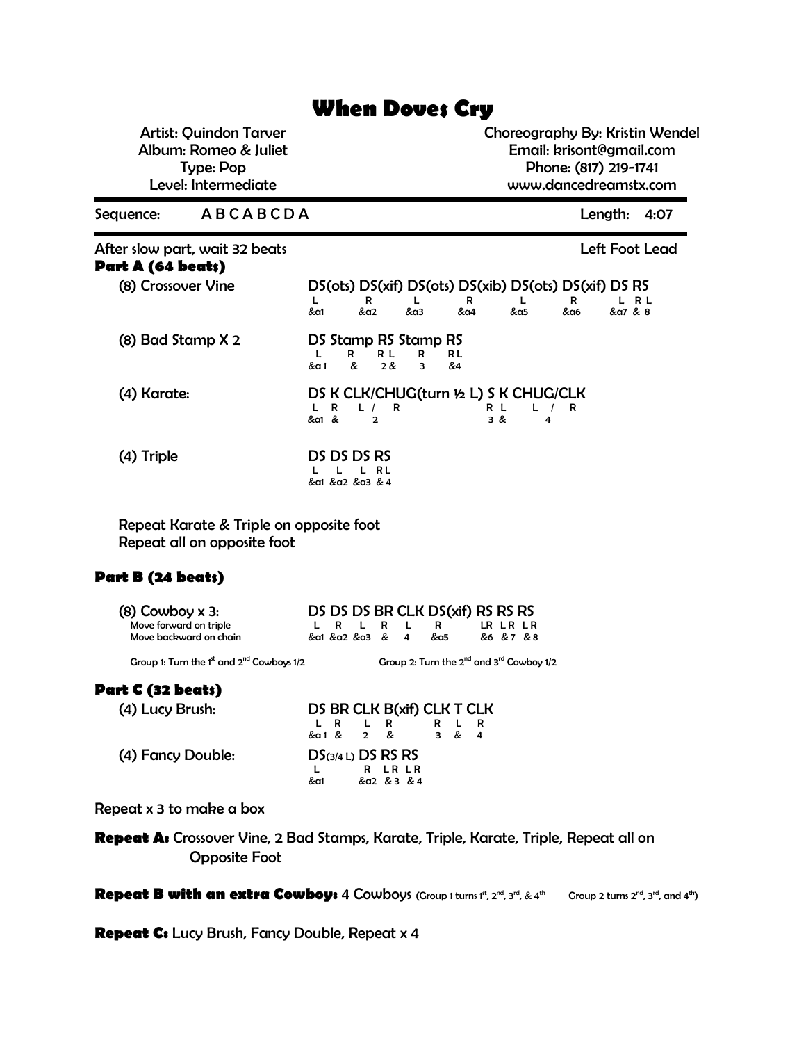# When Doves Cry

Artist: Quindon Tarver
Album: Romeo & Juliet
Type: Pop
Level: Intermediate

Choreography By: Kristin Wendel
Email: krisont@gmail.com
Phone: (817) 219-1741
www.dancedreamstx.com

Sequence: A B C A B C D A — Length: 4:07

After slow part, wait 32 beats — Left Foot Lead

### Part A (64 beats)

(8) Crossover Vine

```
DS(ots) DS(xif) DS(ots) DS(xib) DS(ots) DS(xif) DS RS
L       R       L       R       L       R       L  R L
&a1     &a2     &a3     &a4     &a5     &a6     &a7 & 8
```

(8) Bad Stamp X 2

```
DS Stamp RS Stamp RS
L   R    R L  R   R L
&a1 &    2 &  3   &4
```

(4) Karate:

```
DS K CLK/CHUG(turn ½ L) S K CHUG/CLK
L  R  L /  R            R L   L /  R
&a1 &      2            3 &       4
```

(4) Triple

```
DS DS DS RS
L   L   L  R L
&a1 &a2 &a3 & 4
```

Repeat Karate & Triple on opposite foot
Repeat all on opposite foot

### Part B (24 beats)

(8) Cowboy x 3:
Move forward on triple
Move backward on chain

```
DS DS DS BR CLK DS(xif) RS RS RS
L   R   L   R  L    R     LR LR LR
&a1 &a2 &a3 &  4    &a5   &6 &7 &8
```

Group 1: Turn the 1st and 2nd Cowboys 1/2 — Group 2: Turn the 2nd and 3rd Cowboy 1/2

### Part C (32 beats)

(4) Lucy Brush:

```
DS BR CLK B(xif) CLK T CLK
L  R   L    R     R  L  R
&a1 &  2    &     3  &  4
```

(4) Fancy Double:

```
DS(3/4 L) DS RS RS
L          R  LR LR
&a1        &a2 & 3 & 4
```

Repeat x 3 to make a box

**Repeat A:** Crossover Vine, 2 Bad Stamps, Karate, Triple, Karate, Triple, Repeat all on Opposite Foot

**Repeat B with an extra Cowboy:** 4 Cowboys (Group 1 turns 1st, 2nd, 3rd, & 4th Group 2 turns 2nd, 3rd, and 4th)

**Repeat C:** Lucy Brush, Fancy Double, Repeat x 4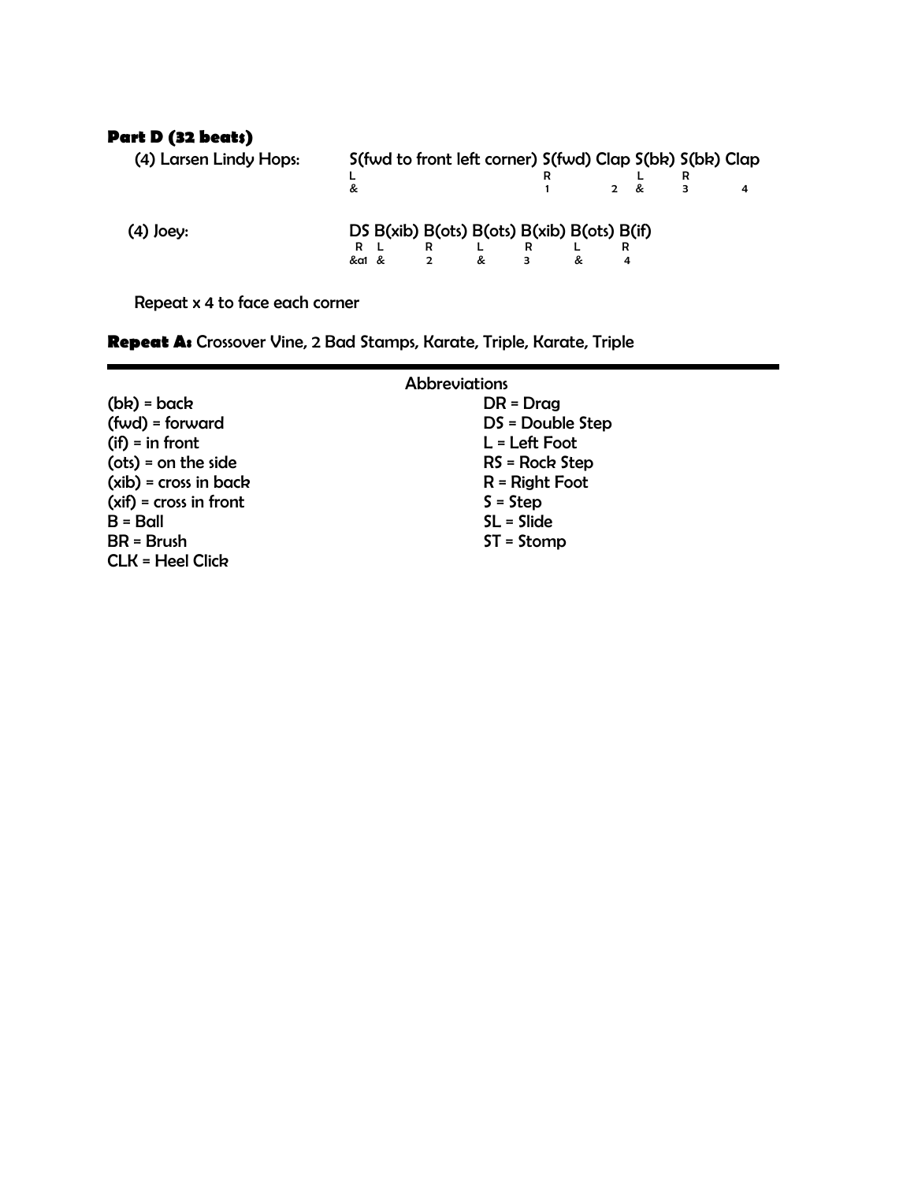**Part D (32 beats)**

| | | | | | | | | | | | |
|---|---|---|---|---|---|---|---|---|---|---|---|
| (4) Larsen Lindy Hops: | S(fwd to front left corner) | S(fwd) | Clap | S(bk) | S(bk) | Clap | | | | | |
| | L | R | | L | R | | | | | | |
| | & | 1 | 2 | & | 3 | 4 | | | | | |

| | | | | | | | |
|---|---|---|---|---|---|---|---|
| (4) Joey: | DS | B(xib) | B(ots) | B(ots) | B(xib) | B(ots) | B(if) |
| | R L | R | L | R | L | R | |
| | &a1 & | 2 | & | 3 | & | 4 | |

Repeat x 4 to face each corner

**Repeat A:** Crossover Vine, 2 Bad Stamps, Karate, Triple, Karate, Triple

---

Abbreviations

(bk) = back
(fwd) = forward
(if) = in front
(ots) = on the side
(xib) = cross in back
(xif) = cross in front
B = Ball
BR = Brush
CLK = Heel Click
DR = Drag
DS = Double Step
L = Left Foot
RS = Rock Step
R = Right Foot
S = Step
SL = Slide
ST = Stomp